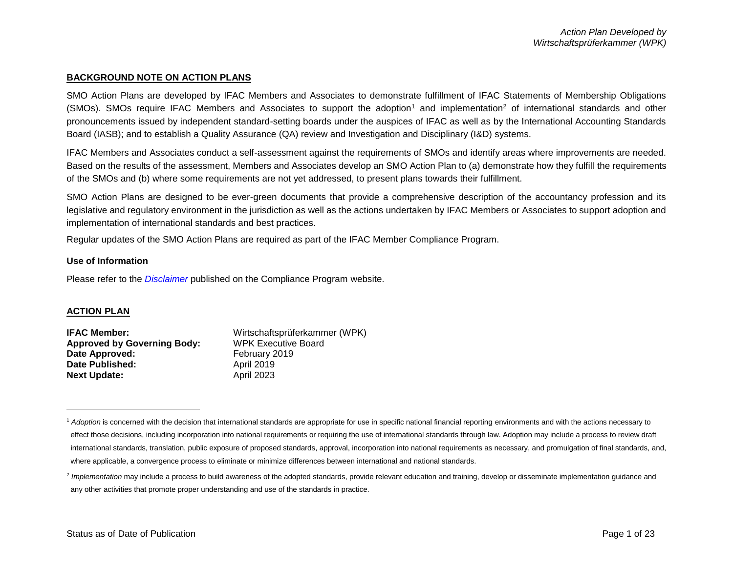## BACKGROUND NOTE ON ACTION PLANS

SMO Action Plans are developed by IFAC Members and Associates to demonstrate fulfillment of IFAC Statements of Membership Obligations (SMOs). SMOs require IFAC Members and Associates to support the adoption[1] and implementation[2] of international standards and other pronouncements issued by independent standard-setting boards under the auspices of IFAC as well as by the International Accounting Standards Board (IASB); and to establish a Quality Assurance (QA) review and Investigation and Disciplinary (I&D) systems.

IFAC Members and Associates conduct a self-assessment against the requirements of SMOs and identify areas where improvements are needed. Based on the results of the assessment, Members and Associates develop an SMO Action Plan to (a) demonstrate how they fulfill the requirements of the SMOs and (b) where some requirements are not yet addressed, to present plans towards their fulfillment.

SMO Action Plans are designed to be ever-green documents that provide a comprehensive description of the accountancy profession and its legislative and regulatory environment in the jurisdiction as well as the actions undertaken by IFAC Members or Associates to support adoption and implementation of international standards and best practices.

Regular updates of the SMO Action Plans are required as part of the IFAC Member Compliance Program.

### Use of Information

Please refer to the *Disclaimer* published on the Compliance Program website.

## ACTION PLAN

**IFAC Member:** Wirtschaftsprüferkammer (WPK)
**Approved by Governing Body:** WPK Executive Board
**Date Approved:** February 2019
**Date Published:** April 2019
**Next Update:** April 2023

---

[1] *Adoption* is concerned with the decision that international standards are appropriate for use in specific national financial reporting environments and with the actions necessary to effect those decisions, including incorporation into national requirements or requiring the use of international standards through law. Adoption may include a process to review draft international standards, translation, public exposure of proposed standards, approval, incorporation into national requirements as necessary, and promulgation of final standards, and, where applicable, a convergence process to eliminate or minimize differences between international and national standards.

[2] *Implementation* may include a process to build awareness of the adopted standards, provide relevant education and training, develop or disseminate implementation guidance and any other activities that promote proper understanding and use of the standards in practice.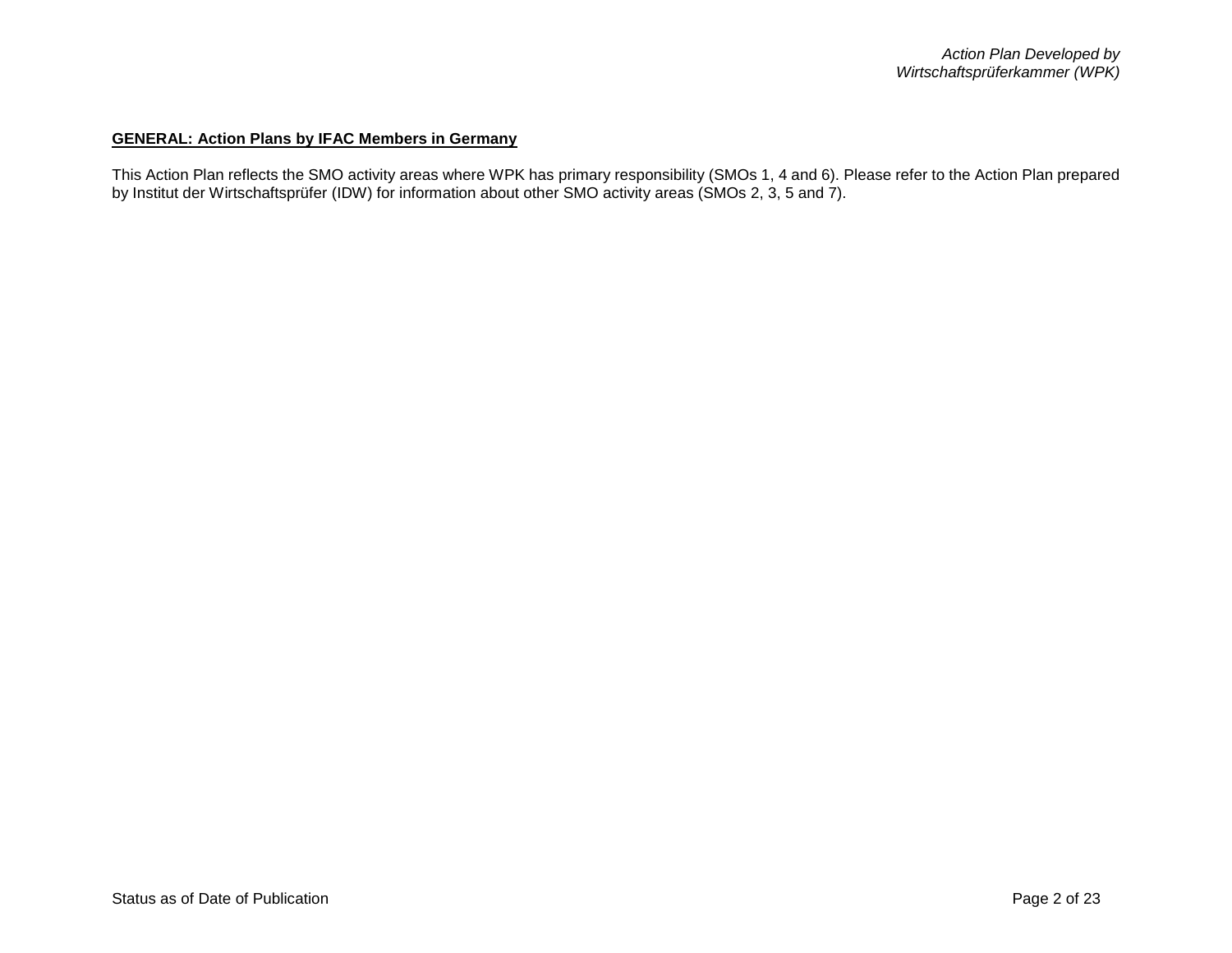**GENERAL: Action Plans by IFAC Members in Germany**

This Action Plan reflects the SMO activity areas where WPK has primary responsibility (SMOs 1, 4 and 6). Please refer to the Action Plan prepared by Institut der Wirtschaftsprüfer (IDW) for information about other SMO activity areas (SMOs 2, 3, 5 and 7).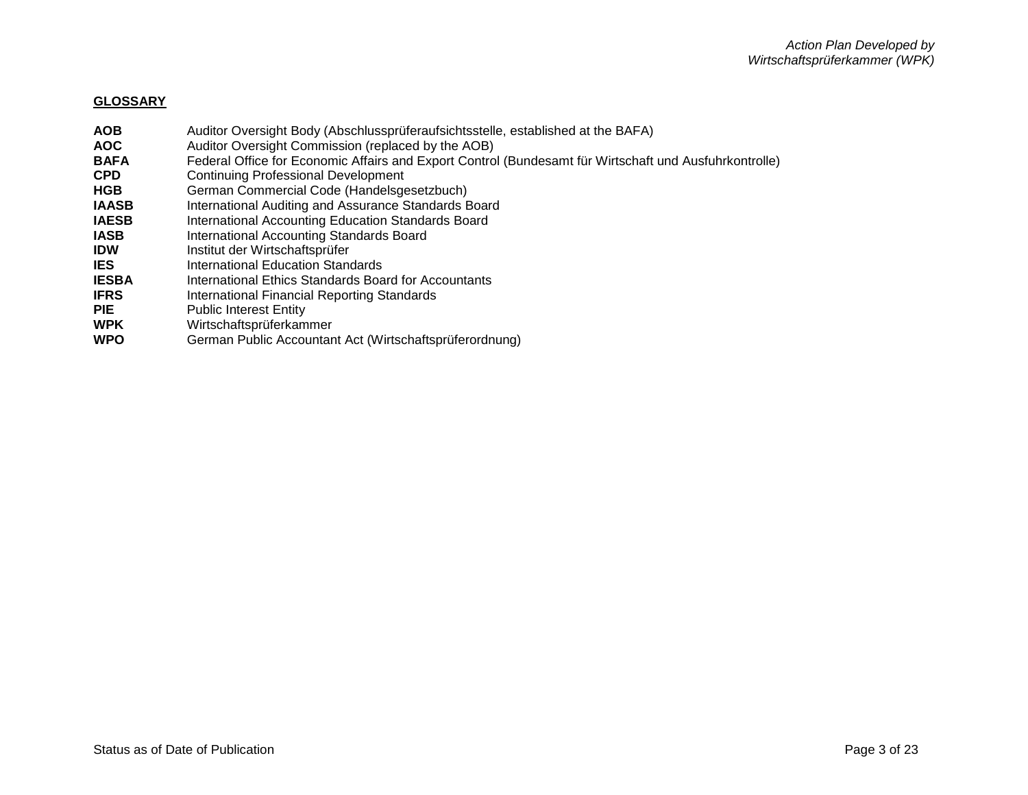## GLOSSARY

| | |
|---|---|
| **AOB** | Auditor Oversight Body (Abschlussprüferaufsichtsstelle, established at the BAFA) |
| **AOC** | Auditor Oversight Commission (replaced by the AOB) |
| **BAFA** | Federal Office for Economic Affairs and Export Control (Bundesamt für Wirtschaft und Ausfuhrkontrolle) |
| **CPD** | Continuing Professional Development |
| **HGB** | German Commercial Code (Handelsgesetzbuch) |
| **IAASB** | International Auditing and Assurance Standards Board |
| **IAESB** | International Accounting Education Standards Board |
| **IASB** | International Accounting Standards Board |
| **IDW** | Institut der Wirtschaftsprüfer |
| **IES** | International Education Standards |
| **IESBA** | International Ethics Standards Board for Accountants |
| **IFRS** | International Financial Reporting Standards |
| **PIE** | Public Interest Entity |
| **WPK** | Wirtschaftsprüferkammer |
| **WPO** | German Public Accountant Act (Wirtschaftsprüferordnung) |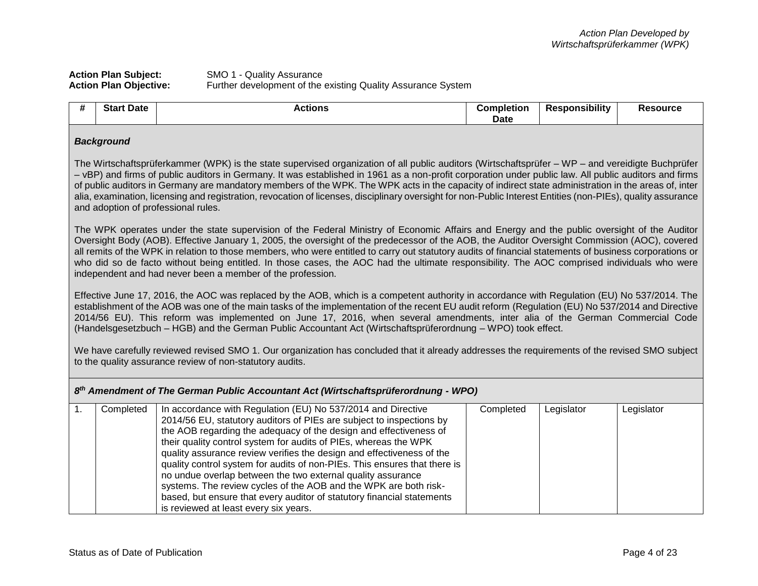*Action Plan Developed by Wirtschaftsprüferkammer (WPK)*

**Action Plan Subject:** SMO 1 - Quality Assurance
**Action Plan Objective:** Further development of the existing Quality Assurance System

| # | Start Date | Actions | Completion Date | Responsibility | Resource |
|---|---|---|---|---|---|
| ***Background*** | | | | | |
| The Wirtschaftsprüferkammer (WPK) is the state supervised organization of all public auditors (Wirtschaftsprüfer – WP – and vereidigte Buchprüfer – vBP) and firms of public auditors in Germany. It was established in 1961 as a non-profit corporation under public law. All public auditors and firms of public auditors in Germany are mandatory members of the WPK. The WPK acts in the capacity of indirect state administration in the areas of, inter alia, examination, licensing and registration, revocation of licenses, disciplinary oversight for non-Public Interest Entities (non-PIEs), quality assurance and adoption of professional rules. | | | | | |
| The WPK operates under the state supervision of the Federal Ministry of Economic Affairs and Energy and the public oversight of the Auditor Oversight Body (AOB). Effective January 1, 2005, the oversight of the predecessor of the AOB, the Auditor Oversight Commission (AOC), covered all remits of the WPK in relation to those members, who were entitled to carry out statutory audits of financial statements of business corporations or who did so de facto without being entitled. In those cases, the AOC had the ultimate responsibility. The AOC comprised individuals who were independent and had never been a member of the profession. | | | | | |
| Effective June 17, 2016, the AOC was replaced by the AOB, which is a competent authority in accordance with Regulation (EU) No 537/2014. The establishment of the AOB was one of the main tasks of the implementation of the recent EU audit reform (Regulation (EU) No 537/2014 and Directive 2014/56 EU). This reform was implemented on June 17, 2016, when several amendments, inter alia of the German Commercial Code (Handelsgesetzbuch – HGB) and the German Public Accountant Act (Wirtschaftsprüferordnung – WPO) took effect. | | | | | |
| We have carefully reviewed revised SMO 1. Our organization has concluded that it already addresses the requirements of the revised SMO subject to the quality assurance review of non-statutory audits. | | | | | |
| ***8th Amendment of The German Public Accountant Act (Wirtschaftsprüferordnung - WPO)*** | | | | | |
| 1. | Completed | In accordance with Regulation (EU) No 537/2014 and Directive 2014/56 EU, statutory auditors of PIEs are subject to inspections by the AOB regarding the adequacy of the design and effectiveness of their quality control system for audits of PIEs, whereas the WPK quality assurance review verifies the design and effectiveness of the quality control system for audits of non-PIEs. This ensures that there is no undue overlap between the two external quality assurance systems. The review cycles of the AOB and the WPK are both risk-based, but ensure that every auditor of statutory financial statements is reviewed at least every six years. | Completed | Legislator | Legislator |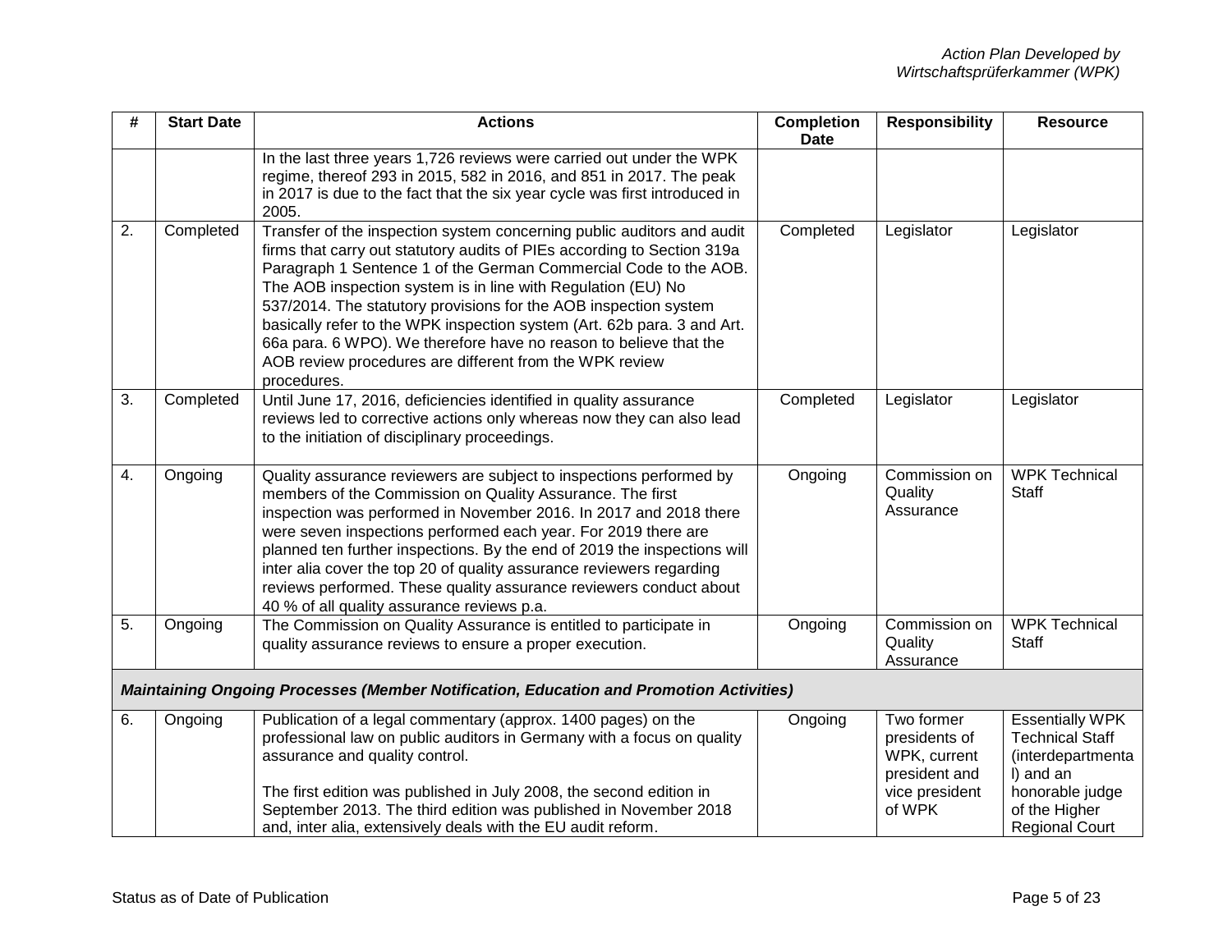| # | Start Date | Actions | Completion Date | Responsibility | Resource |
|---|---|---|---|---|---|
| | | In the last three years 1,726 reviews were carried out under the WPK regime, thereof 293 in 2015, 582 in 2016, and 851 in 2017. The peak in 2017 is due to the fact that the six year cycle was first introduced in 2005. | | | |
| 2. | Completed | Transfer of the inspection system concerning public auditors and audit firms that carry out statutory audits of PIEs according to Section 319a Paragraph 1 Sentence 1 of the German Commercial Code to the AOB. The AOB inspection system is in line with Regulation (EU) No 537/2014. The statutory provisions for the AOB inspection system basically refer to the WPK inspection system (Art. 62b para. 3 and Art. 66a para. 6 WPO). We therefore have no reason to believe that the AOB review procedures are different from the WPK review procedures. | Completed | Legislator | Legislator |
| 3. | Completed | Until June 17, 2016, deficiencies identified in quality assurance reviews led to corrective actions only whereas now they can also lead to the initiation of disciplinary proceedings. | Completed | Legislator | Legislator |
| 4. | Ongoing | Quality assurance reviewers are subject to inspections performed by members of the Commission on Quality Assurance. The first inspection was performed in November 2016. In 2017 and 2018 there were seven inspections performed each year. For 2019 there are planned ten further inspections. By the end of 2019 the inspections will inter alia cover the top 20 of quality assurance reviewers regarding reviews performed. These quality assurance reviewers conduct about 40 % of all quality assurance reviews p.a. | Ongoing | Commission on Quality Assurance | WPK Technical Staff |
| 5. | Ongoing | The Commission on Quality Assurance is entitled to participate in quality assurance reviews to ensure a proper execution. | Ongoing | Commission on Quality Assurance | WPK Technical Staff |
| ***Maintaining Ongoing Processes (Member Notification, Education and Promotion Activities)*** | | | | | |
| 6. | Ongoing | Publication of a legal commentary (approx. 1400 pages) on the professional law on public auditors in Germany with a focus on quality assurance and quality control.<br><br>The first edition was published in July 2008, the second edition in September 2013. The third edition was published in November 2018 and, inter alia, extensively deals with the EU audit reform. | Ongoing | Two former presidents of WPK, current president and vice president of WPK | Essentially WPK Technical Staff (interdepartmental) and an honorable judge of the Higher Regional Court |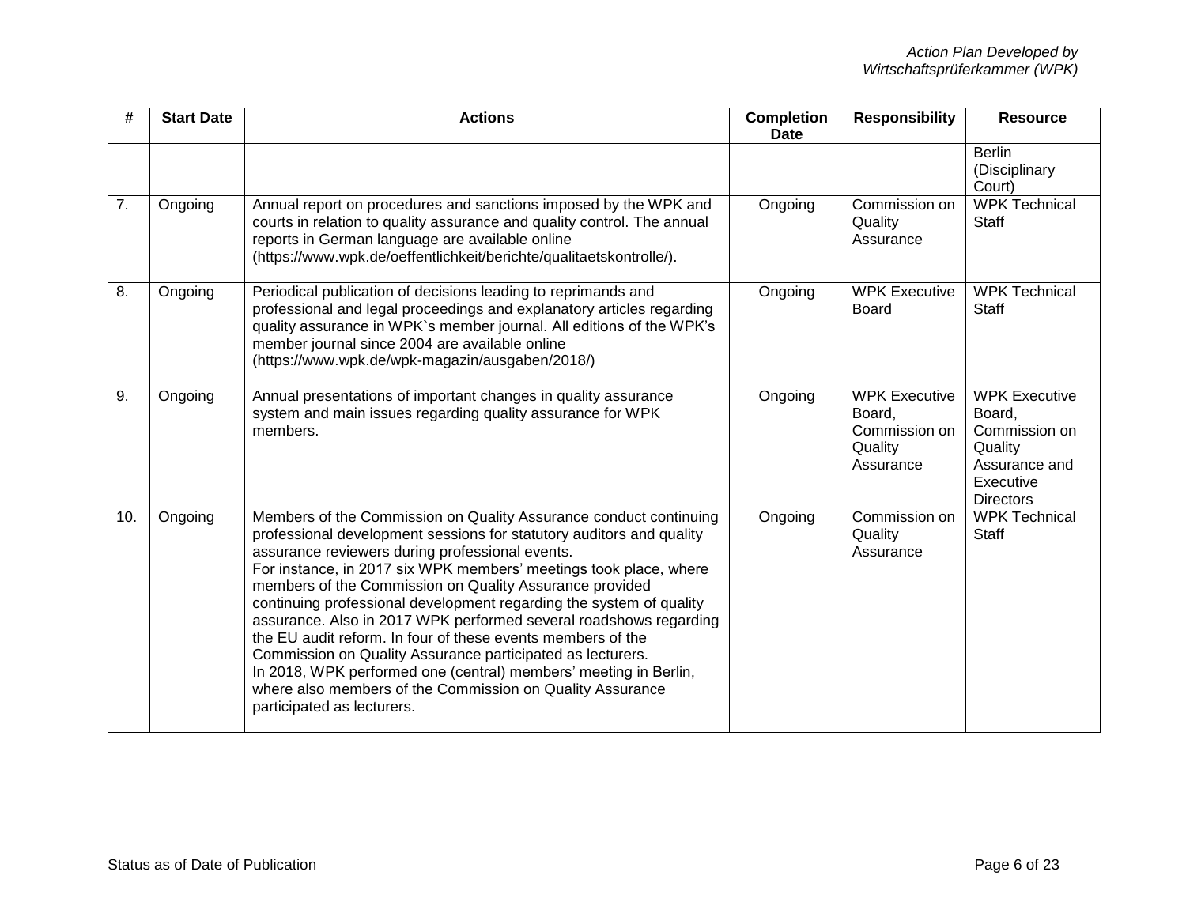| # | Start Date | Actions | Completion Date | Responsibility | Resource |
|---|---|---|---|---|---|
| | | | | | Berlin (Disciplinary Court) |
| 7. | Ongoing | Annual report on procedures and sanctions imposed by the WPK and courts in relation to quality assurance and quality control. The annual reports in German language are available online (https://www.wpk.de/oeffentlichkeit/berichte/qualitaetskontrolle/). | Ongoing | Commission on Quality Assurance | WPK Technical Staff |
| 8. | Ongoing | Periodical publication of decisions leading to reprimands and professional and legal proceedings and explanatory articles regarding quality assurance in WPK`s member journal. All editions of the WPK's member journal since 2004 are available online (https://www.wpk.de/wpk-magazin/ausgaben/2018/) | Ongoing | WPK Executive Board | WPK Technical Staff |
| 9. | Ongoing | Annual presentations of important changes in quality assurance system and main issues regarding quality assurance for WPK members. | Ongoing | WPK Executive Board, Commission on Quality Assurance | WPK Executive Board, Commission on Quality Assurance and Executive Directors |
| 10. | Ongoing | Members of the Commission on Quality Assurance conduct continuing professional development sessions for statutory auditors and quality assurance reviewers during professional events.<br>For instance, in 2017 six WPK members' meetings took place, where members of the Commission on Quality Assurance provided continuing professional development regarding the system of quality assurance. Also in 2017 WPK performed several roadshows regarding the EU audit reform. In four of these events members of the Commission on Quality Assurance participated as lecturers.<br>In 2018, WPK performed one (central) members' meeting in Berlin, where also members of the Commission on Quality Assurance participated as lecturers. | Ongoing | Commission on Quality Assurance | WPK Technical Staff |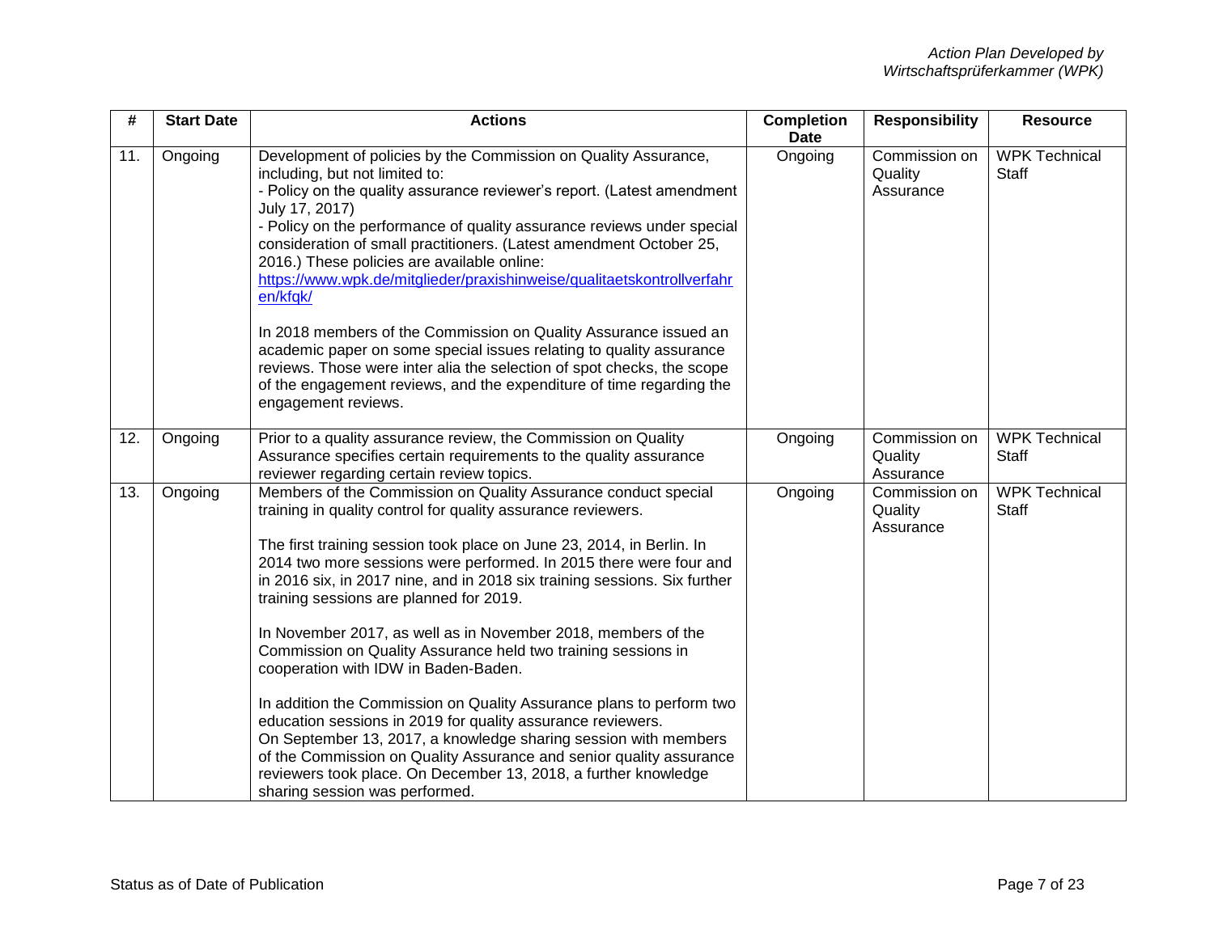| # | Start Date | Actions | Completion Date | Responsibility | Resource |
|---|---|---|---|---|---|
| 11. | Ongoing | Development of policies by the Commission on Quality Assurance, including, but not limited to:<br>- Policy on the quality assurance reviewer's report. (Latest amendment July 17, 2017)<br>- Policy on the performance of quality assurance reviews under special consideration of small practitioners. (Latest amendment October 25, 2016.) These policies are available online: [https://www.wpk.de/mitglieder/praxishinweise/qualitaetskontrollverfahren/kfqk/](https://www.wpk.de/mitglieder/praxishinweise/qualitaetskontrollverfahren/kfqk/)<br><br>In 2018 members of the Commission on Quality Assurance issued an academic paper on some special issues relating to quality assurance reviews. Those were inter alia the selection of spot checks, the scope of the engagement reviews, and the expenditure of time regarding the engagement reviews. | Ongoing | Commission on Quality Assurance | WPK Technical Staff |
| 12. | Ongoing | Prior to a quality assurance review, the Commission on Quality Assurance specifies certain requirements to the quality assurance reviewer regarding certain review topics. | Ongoing | Commission on Quality Assurance | WPK Technical Staff |
| 13. | Ongoing | Members of the Commission on Quality Assurance conduct special training in quality control for quality assurance reviewers.<br><br>The first training session took place on June 23, 2014, in Berlin. In 2014 two more sessions were performed. In 2015 there were four and in 2016 six, in 2017 nine, and in 2018 six training sessions. Six further training sessions are planned for 2019.<br><br>In November 2017, as well as in November 2018, members of the Commission on Quality Assurance held two training sessions in cooperation with IDW in Baden-Baden.<br><br>In addition the Commission on Quality Assurance plans to perform two education sessions in 2019 for quality assurance reviewers.<br>On September 13, 2017, a knowledge sharing session with members of the Commission on Quality Assurance and senior quality assurance reviewers took place. On December 13, 2018, a further knowledge sharing session was performed. | Ongoing | Commission on Quality Assurance | WPK Technical Staff |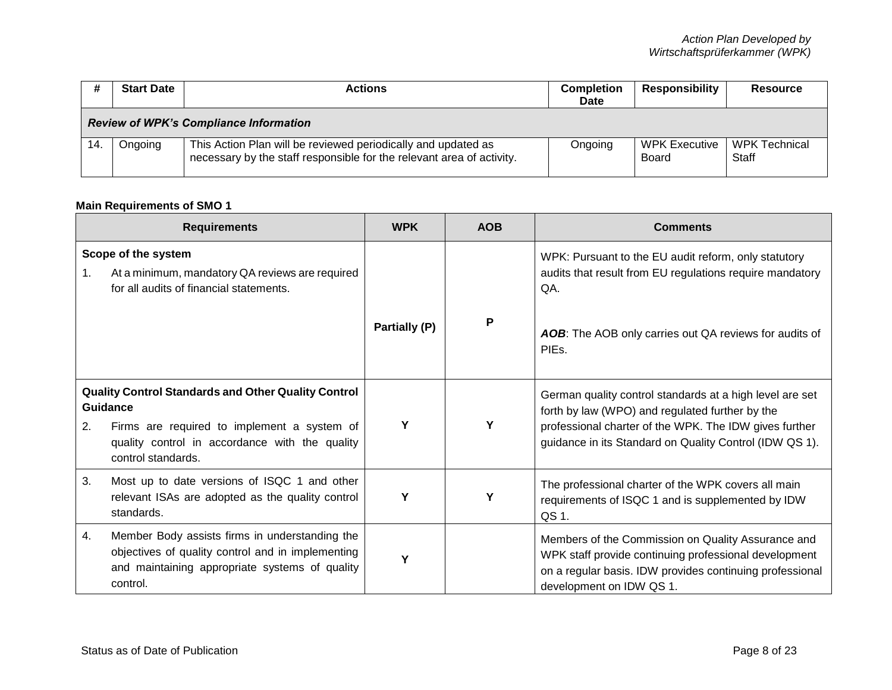| # | Start Date | Actions | Completion Date | Responsibility | Resource |
|---|---|---|---|---|---|
| ***Review of WPK's Compliance Information*** | | | | | |
| 14. | Ongoing | This Action Plan will be reviewed periodically and updated as necessary by the staff responsible for the relevant area of activity. | Ongoing | WPK Executive Board | WPK Technical Staff |

**Main Requirements of SMO 1**

| Requirements | WPK | AOB | Comments |
|---|---|---|---|
| **Scope of the system**<br>1. At a minimum, mandatory QA reviews are required for all audits of financial statements. | **Partially (P)** | **P** | WPK: Pursuant to the EU audit reform, only statutory audits that result from EU regulations require mandatory QA.<br><br>***AOB***: The AOB only carries out QA reviews for audits of PIEs. |
| **Quality Control Standards and Other Quality Control Guidance**<br>2. Firms are required to implement a system of quality control in accordance with the quality control standards. | **Y** | **Y** | German quality control standards at a high level are set forth by law (WPO) and regulated further by the professional charter of the WPK. The IDW gives further guidance in its Standard on Quality Control (IDW QS 1). |
| 3. Most up to date versions of ISQC 1 and other relevant ISAs are adopted as the quality control standards. | **Y** | **Y** | The professional charter of the WPK covers all main requirements of ISQC 1 and is supplemented by IDW QS 1. |
| 4. Member Body assists firms in understanding the objectives of quality control and in implementing and maintaining appropriate systems of quality control. | **Y** | | Members of the Commission on Quality Assurance and WPK staff provide continuing professional development on a regular basis. IDW provides continuing professional development on IDW QS 1. |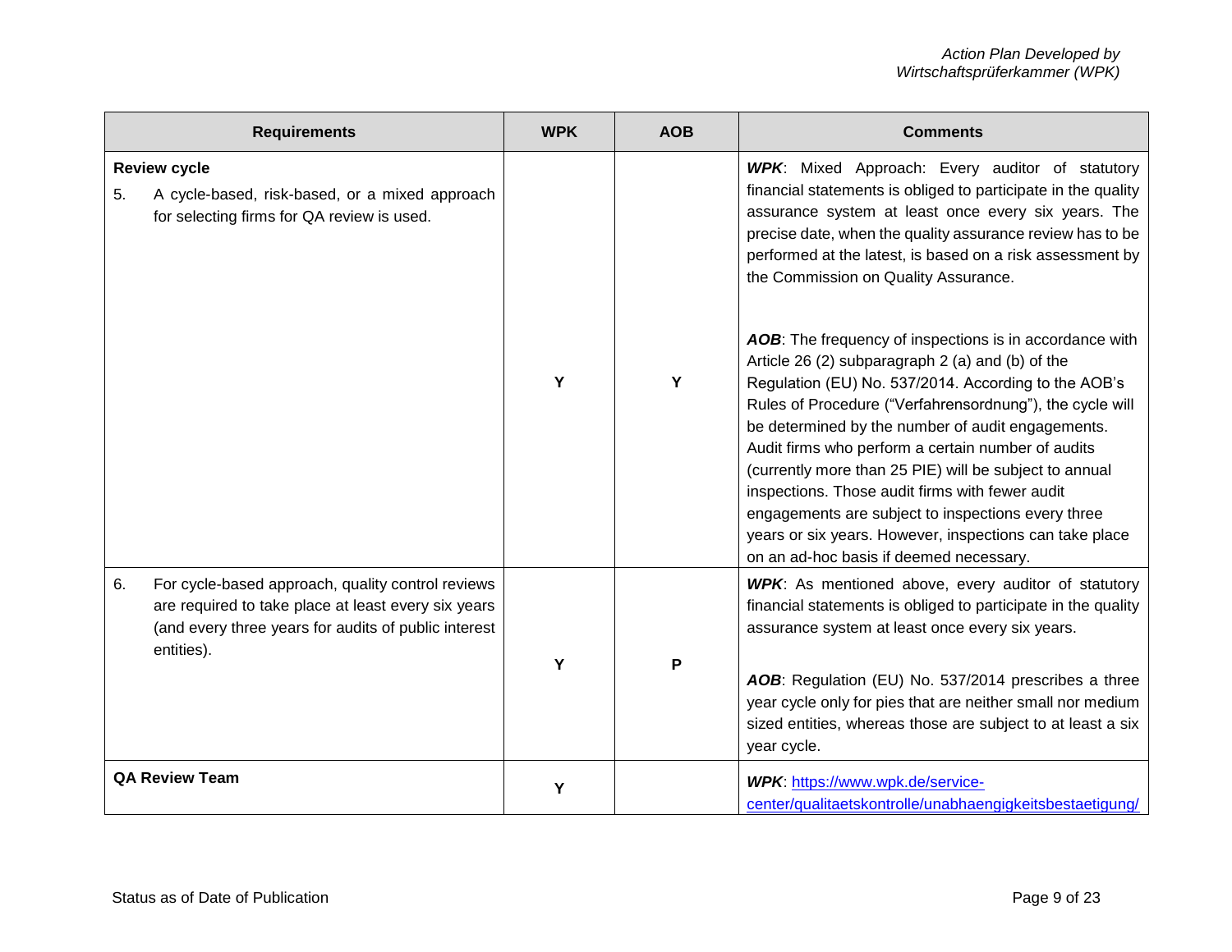| Requirements | WPK | AOB | Comments |
| --- | --- | --- | --- |
| **Review cycle**<br>5. A cycle-based, risk-based, or a mixed approach for selecting firms for QA review is used. | Y | Y | ***WPK***: Mixed Approach: Every auditor of statutory financial statements is obliged to participate in the quality assurance system at least once every six years. The precise date, when the quality assurance review has to be performed at the latest, is based on a risk assessment by the Commission on Quality Assurance.<br><br>***AOB***: The frequency of inspections is in accordance with Article 26 (2) subparagraph 2 (a) and (b) of the Regulation (EU) No. 537/2014. According to the AOB's Rules of Procedure ("Verfahrensordnung"), the cycle will be determined by the number of audit engagements. Audit firms who perform a certain number of audits (currently more than 25 PIE) will be subject to annual inspections. Those audit firms with fewer audit engagements are subject to inspections every three years or six years. However, inspections can take place on an ad-hoc basis if deemed necessary. |
| 6. For cycle-based approach, quality control reviews are required to take place at least every six years (and every three years for audits of public interest entities). | Y | P | ***WPK***: As mentioned above, every auditor of statutory financial statements is obliged to participate in the quality assurance system at least once every six years.<br><br>***AOB***: Regulation (EU) No. 537/2014 prescribes a three year cycle only for pies that are neither small nor medium sized entities, whereas those are subject to at least a six year cycle. |
| **QA Review Team** | Y | | ***WPK***: [https://www.wpk.de/service-center/qualitaetskontrolle/unabhaengigkeitsbestaetigung/](https://www.wpk.de/service-center/qualitaetskontrolle/unabhaengigkeitsbestaetigung/) |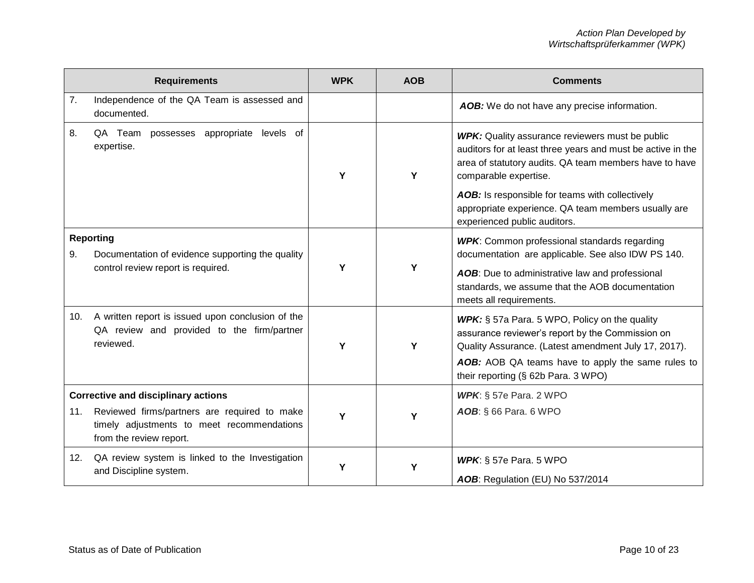| Requirements | WPK | AOB | Comments |
|---|---|---|---|
| 7. Independence of the QA Team is assessed and documented. | | | ***AOB:*** We do not have any precise information. |
| 8. QA Team possesses appropriate levels of expertise. | Y | Y | ***WPK:*** Quality assurance reviewers must be public auditors for at least three years and must be active in the area of statutory audits. QA team members have to have comparable expertise.<br><br>***AOB:*** Is responsible for teams with collectively appropriate experience. QA team members usually are experienced public auditors. |
| **Reporting**<br><br>9. Documentation of evidence supporting the quality control review report is required. | Y | Y | ***WPK***: Common professional standards regarding documentation are applicable. See also IDW PS 140.<br><br>***AOB***: Due to administrative law and professional standards, we assume that the AOB documentation meets all requirements. |
| 10. A written report is issued upon conclusion of the QA review and provided to the firm/partner reviewed. | Y | Y | ***WPK:*** § 57a Para. 5 WPO, Policy on the quality assurance reviewer's report by the Commission on Quality Assurance. (Latest amendment July 17, 2017).<br><br>***AOB:*** AOB QA teams have to apply the same rules to their reporting (§ 62b Para. 3 WPO) |
| **Corrective and disciplinary actions**<br><br>11. Reviewed firms/partners are required to make timely adjustments to meet recommendations from the review report. | Y | Y | ***WPK***: § 57e Para. 2 WPO<br><br>***AOB***: § 66 Para. 6 WPO |
| 12. QA review system is linked to the Investigation and Discipline system. | Y | Y | ***WPK***: § 57e Para. 5 WPO<br><br>***AOB***: Regulation (EU) No 537/2014 |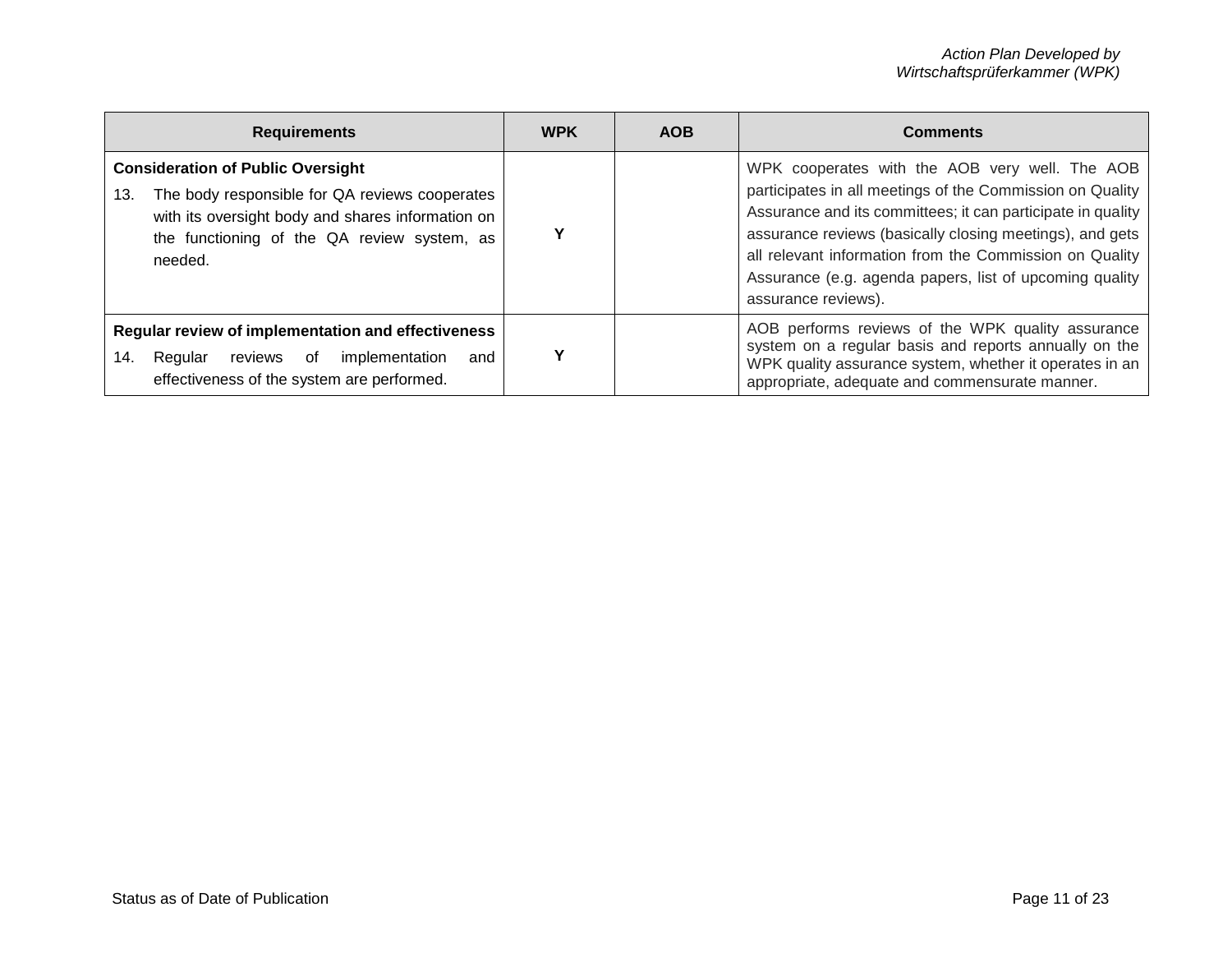| Requirements | WPK | AOB | Comments |
|---|---|---|---|
| **Consideration of Public Oversight**<br>13. The body responsible for QA reviews cooperates with its oversight body and shares information on the functioning of the QA review system, as needed. | **Y** | | WPK cooperates with the AOB very well. The AOB participates in all meetings of the Commission on Quality Assurance and its committees; it can participate in quality assurance reviews (basically closing meetings), and gets all relevant information from the Commission on Quality Assurance (e.g. agenda papers, list of upcoming quality assurance reviews). |
| **Regular review of implementation and effectiveness**<br>14. Regular reviews of implementation and effectiveness of the system are performed. | **Y** | | AOB performs reviews of the WPK quality assurance system on a regular basis and reports annually on the WPK quality assurance system, whether it operates in an appropriate, adequate and commensurate manner. |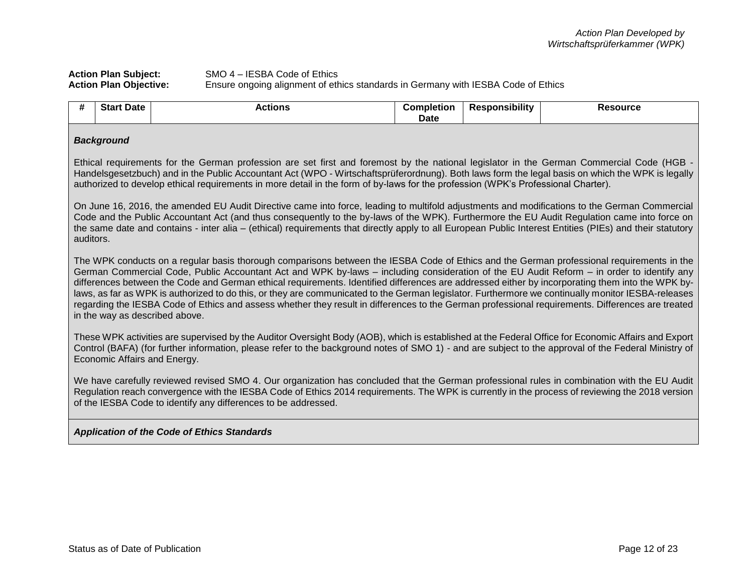**Action Plan Subject:** SMO 4 – IESBA Code of Ethics
**Action Plan Objective:** Ensure ongoing alignment of ethics standards in Germany with IESBA Code of Ethics

| # | Start Date | Actions | Completion Date | Responsibility | Resource |
|---|---|---|---|---|---|

***Background***

Ethical requirements for the German profession are set first and foremost by the national legislator in the German Commercial Code (HGB - Handelsgesetzbuch) and in the Public Accountant Act (WPO - Wirtschaftsprüferordnung). Both laws form the legal basis on which the WPK is legally authorized to develop ethical requirements in more detail in the form of by-laws for the profession (WPK's Professional Charter).

On June 16, 2016, the amended EU Audit Directive came into force, leading to multifold adjustments and modifications to the German Commercial Code and the Public Accountant Act (and thus consequently to the by-laws of the WPK). Furthermore the EU Audit Regulation came into force on the same date and contains - inter alia – (ethical) requirements that directly apply to all European Public Interest Entities (PIEs) and their statutory auditors.

The WPK conducts on a regular basis thorough comparisons between the IESBA Code of Ethics and the German professional requirements in the German Commercial Code, Public Accountant Act and WPK by-laws – including consideration of the EU Audit Reform – in order to identify any differences between the Code and German ethical requirements. Identified differences are addressed either by incorporating them into the WPK by-laws, as far as WPK is authorized to do this, or they are communicated to the German legislator. Furthermore we continually monitor IESBA-releases regarding the IESBA Code of Ethics and assess whether they result in differences to the German professional requirements. Differences are treated in the way as described above.

These WPK activities are supervised by the Auditor Oversight Body (AOB), which is established at the Federal Office for Economic Affairs and Export Control (BAFA) (for further information, please refer to the background notes of SMO 1) - and are subject to the approval of the Federal Ministry of Economic Affairs and Energy.

We have carefully reviewed revised SMO 4. Our organization has concluded that the German professional rules in combination with the EU Audit Regulation reach convergence with the IESBA Code of Ethics 2014 requirements. The WPK is currently in the process of reviewing the 2018 version of the IESBA Code to identify any differences to be addressed.

***Application of the Code of Ethics Standards***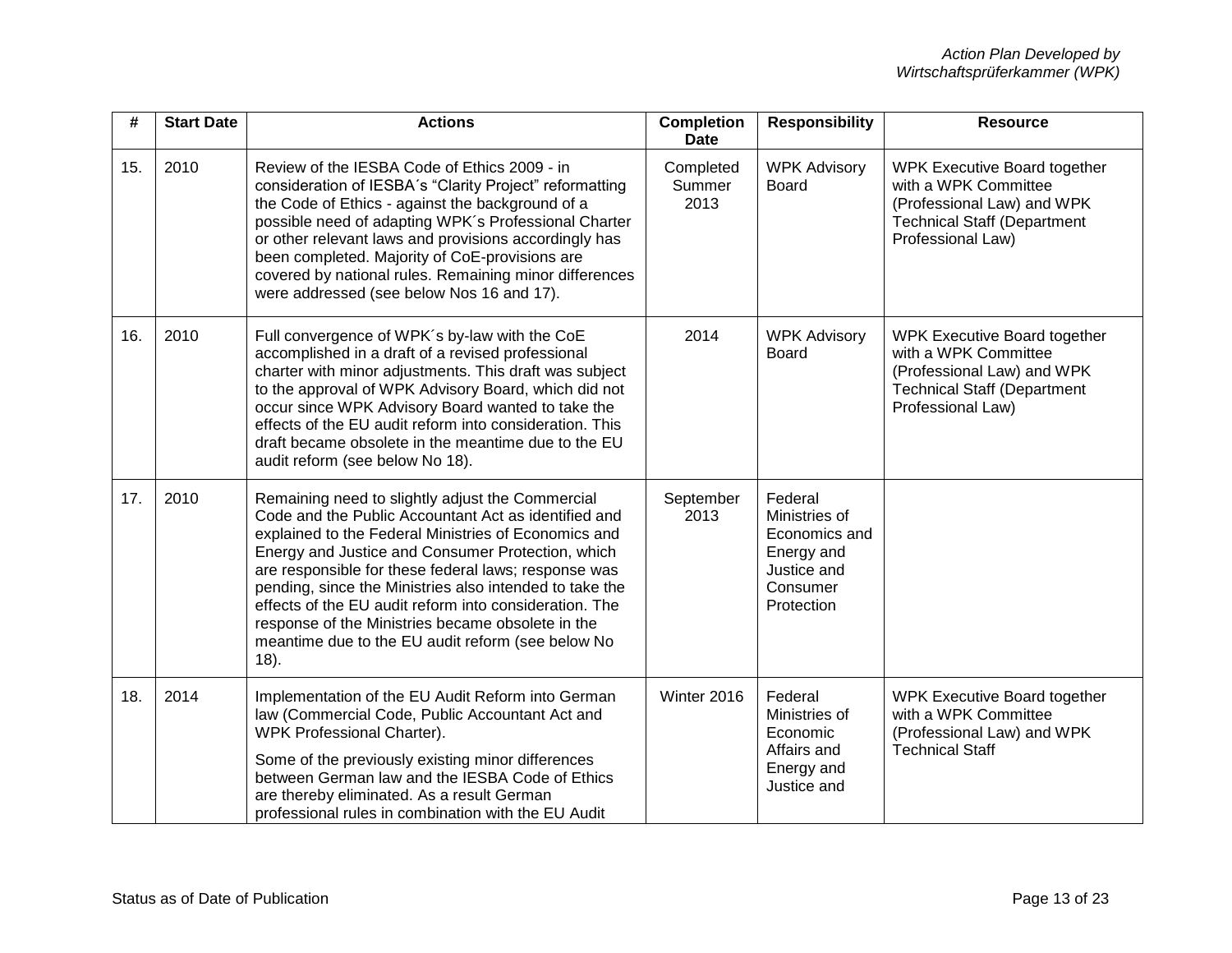| # | Start Date | Actions | Completion Date | Responsibility | Resource |
|---|---|---|---|---|---|
| 15. | 2010 | Review of the IESBA Code of Ethics 2009 - in consideration of IESBA´s "Clarity Project" reformatting the Code of Ethics - against the background of a possible need of adapting WPK´s Professional Charter or other relevant laws and provisions accordingly has been completed. Majority of CoE-provisions are covered by national rules. Remaining minor differences were addressed (see below Nos 16 and 17). | Completed Summer 2013 | WPK Advisory Board | WPK Executive Board together with a WPK Committee (Professional Law) and WPK Technical Staff (Department Professional Law) |
| 16. | 2010 | Full convergence of WPK´s by-law with the CoE accomplished in a draft of a revised professional charter with minor adjustments. This draft was subject to the approval of WPK Advisory Board, which did not occur since WPK Advisory Board wanted to take the effects of the EU audit reform into consideration. This draft became obsolete in the meantime due to the EU audit reform (see below No 18). | 2014 | WPK Advisory Board | WPK Executive Board together with a WPK Committee (Professional Law) and WPK Technical Staff (Department Professional Law) |
| 17. | 2010 | Remaining need to slightly adjust the Commercial Code and the Public Accountant Act as identified and explained to the Federal Ministries of Economics and Energy and Justice and Consumer Protection, which are responsible for these federal laws; response was pending, since the Ministries also intended to take the effects of the EU audit reform into consideration. The response of the Ministries became obsolete in the meantime due to the EU audit reform (see below No 18). | September 2013 | Federal Ministries of Economics and Energy and Justice and Consumer Protection | |
| 18. | 2014 | Implementation of the EU Audit Reform into German law (Commercial Code, Public Accountant Act and WPK Professional Charter).<br>Some of the previously existing minor differences between German law and the IESBA Code of Ethics are thereby eliminated. As a result German professional rules in combination with the EU Audit | Winter 2016 | Federal Ministries of Economic Affairs and Energy and Justice and | WPK Executive Board together with a WPK Committee (Professional Law) and WPK Technical Staff |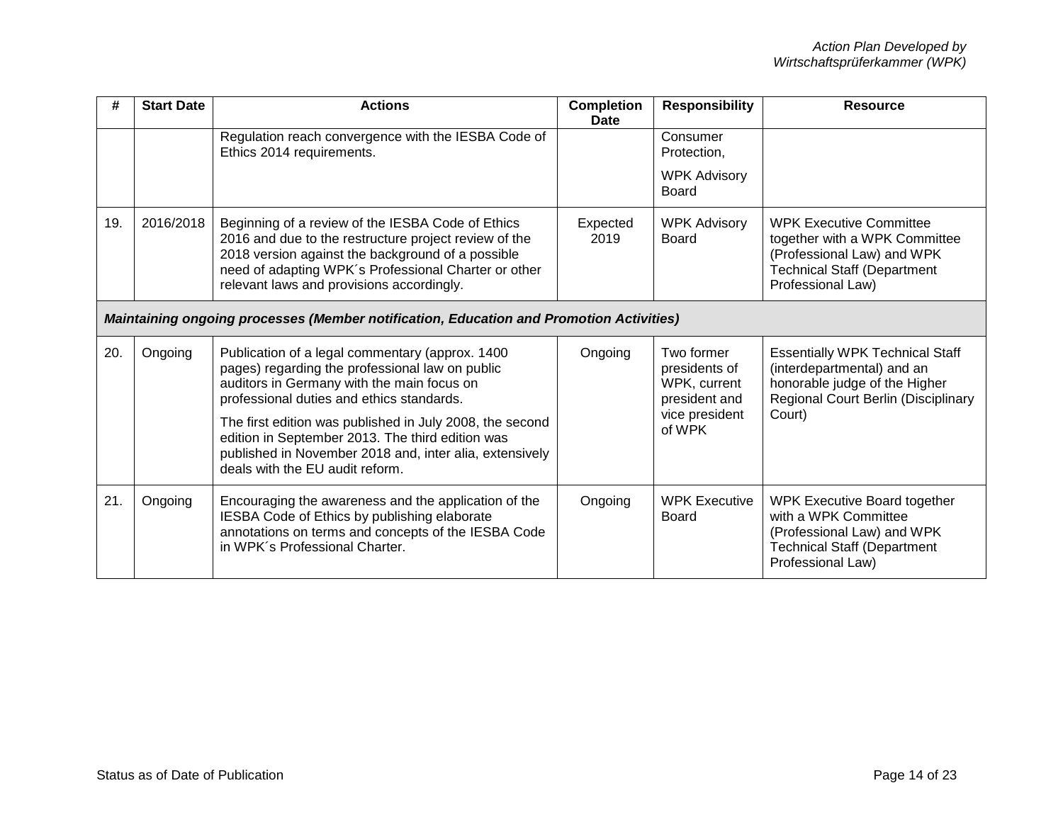| # | Start Date | Actions | Completion Date | Responsibility | Resource |
|---|---|---|---|---|---|
| | | Regulation reach convergence with the IESBA Code of Ethics 2014 requirements. | | Consumer Protection, WPK Advisory Board | |
| 19. | 2016/2018 | Beginning of a review of the IESBA Code of Ethics 2016 and due to the restructure project review of the 2018 version against the background of a possible need of adapting WPK´s Professional Charter or other relevant laws and provisions accordingly. | Expected 2019 | WPK Advisory Board | WPK Executive Committee together with a WPK Committee (Professional Law) and WPK Technical Staff (Department Professional Law) |
| ***Maintaining ongoing processes (Member notification, Education and Promotion Activities)*** | | | | | |
| 20. | Ongoing | Publication of a legal commentary (approx. 1400 pages) regarding the professional law on public auditors in Germany with the main focus on professional duties and ethics standards. The first edition was published in July 2008, the second edition in September 2013. The third edition was published in November 2018 and, inter alia, extensively deals with the EU audit reform. | Ongoing | Two former presidents of WPK, current president and vice president of WPK | Essentially WPK Technical Staff (interdepartmental) and an honorable judge of the Higher Regional Court Berlin (Disciplinary Court) |
| 21. | Ongoing | Encouraging the awareness and the application of the IESBA Code of Ethics by publishing elaborate annotations on terms and concepts of the IESBA Code in WPK´s Professional Charter. | Ongoing | WPK Executive Board | WPK Executive Board together with a WPK Committee (Professional Law) and WPK Technical Staff (Department Professional Law) |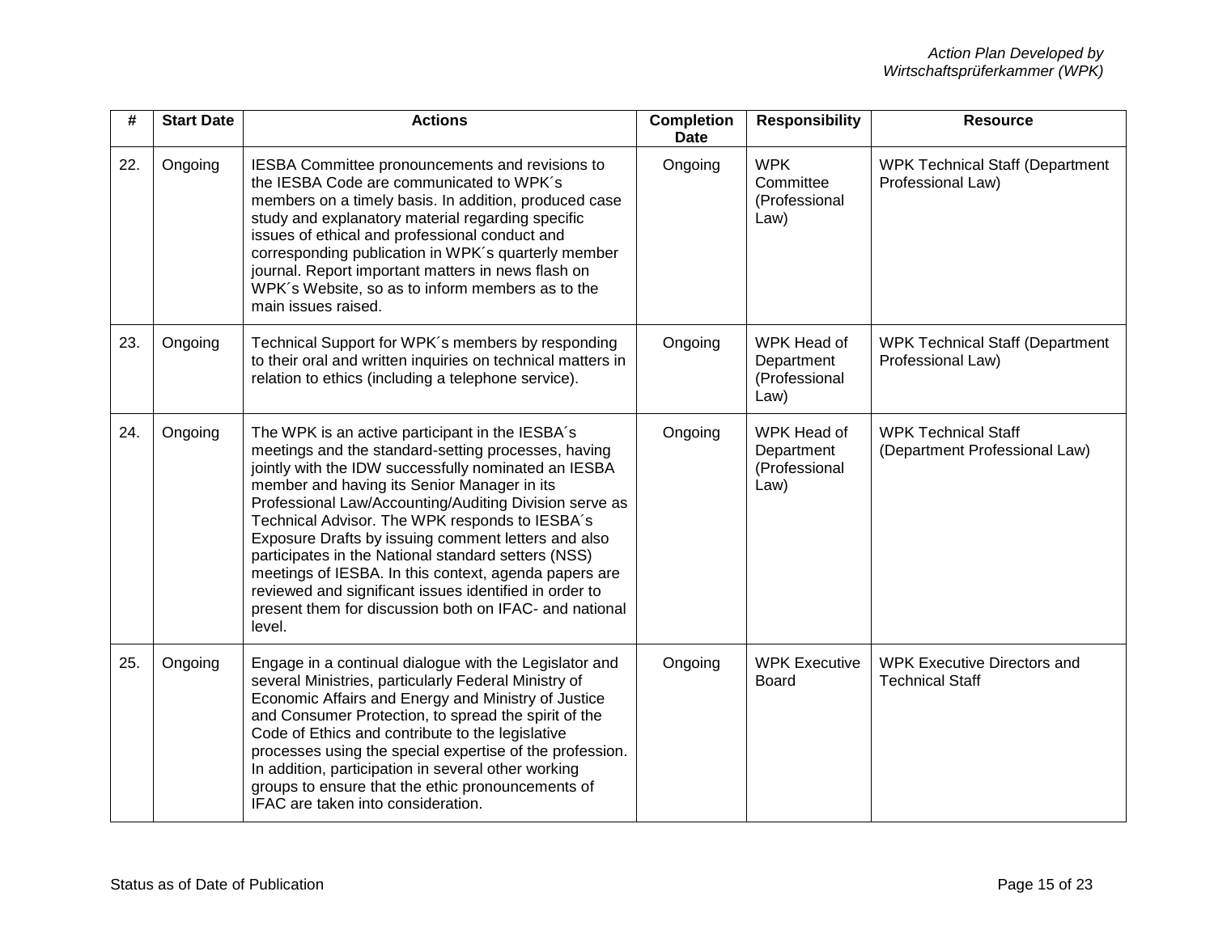| # | Start Date | Actions | Completion Date | Responsibility | Resource |
|---|---|---|---|---|---|
| 22. | Ongoing | IESBA Committee pronouncements and revisions to the IESBA Code are communicated to WPK´s members on a timely basis. In addition, produced case study and explanatory material regarding specific issues of ethical and professional conduct and corresponding publication in WPK´s quarterly member journal. Report important matters in news flash on WPK´s Website, so as to inform members as to the main issues raised. | Ongoing | WPK Committee (Professional Law) | WPK Technical Staff (Department Professional Law) |
| 23. | Ongoing | Technical Support for WPK´s members by responding to their oral and written inquiries on technical matters in relation to ethics (including a telephone service). | Ongoing | WPK Head of Department (Professional Law) | WPK Technical Staff (Department Professional Law) |
| 24. | Ongoing | The WPK is an active participant in the IESBA´s meetings and the standard-setting processes, having jointly with the IDW successfully nominated an IESBA member and having its Senior Manager in its Professional Law/Accounting/Auditing Division serve as Technical Advisor. The WPK responds to IESBA´s Exposure Drafts by issuing comment letters and also participates in the National standard setters (NSS) meetings of IESBA. In this context, agenda papers are reviewed and significant issues identified in order to present them for discussion both on IFAC- and national level. | Ongoing | WPK Head of Department (Professional Law) | WPK Technical Staff (Department Professional Law) |
| 25. | Ongoing | Engage in a continual dialogue with the Legislator and several Ministries, particularly Federal Ministry of Economic Affairs and Energy and Ministry of Justice and Consumer Protection, to spread the spirit of the Code of Ethics and contribute to the legislative processes using the special expertise of the profession. In addition, participation in several other working groups to ensure that the ethic pronouncements of IFAC are taken into consideration. | Ongoing | WPK Executive Board | WPK Executive Directors and Technical Staff |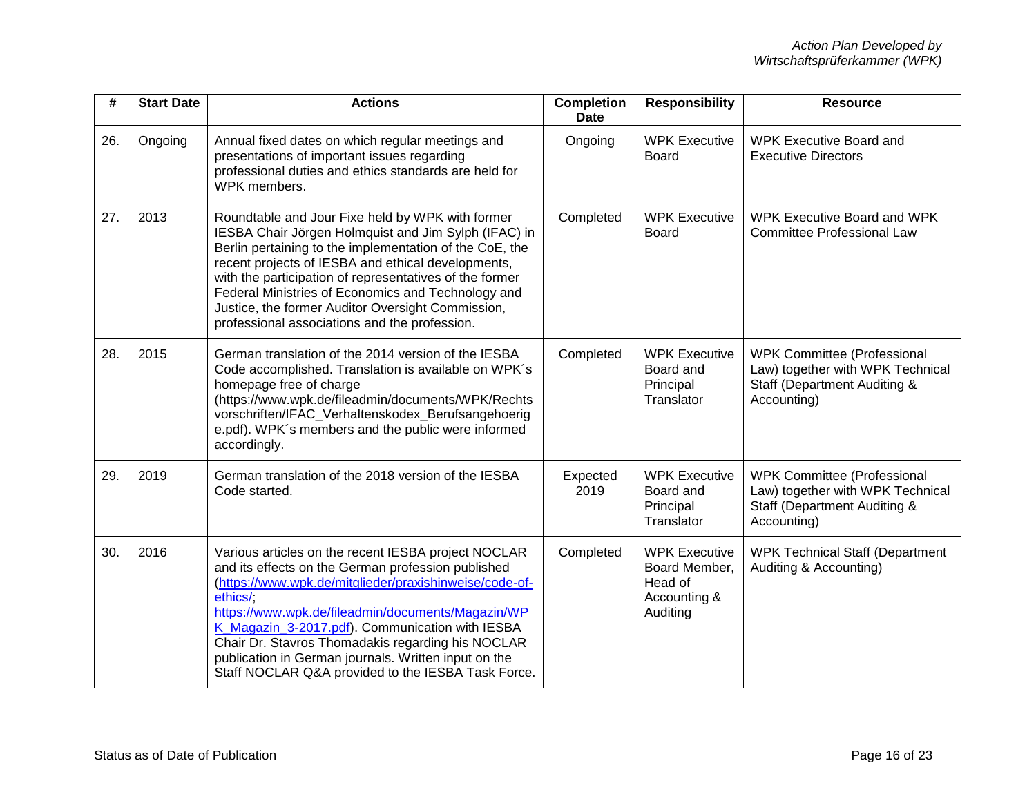| # | Start Date | Actions | Completion Date | Responsibility | Resource |
|---|---|---|---|---|---|
| 26. | Ongoing | Annual fixed dates on which regular meetings and presentations of important issues regarding professional duties and ethics standards are held for WPK members. | Ongoing | WPK Executive Board | WPK Executive Board and Executive Directors |
| 27. | 2013 | Roundtable and Jour Fixe held by WPK with former IESBA Chair Jörgen Holmquist and Jim Sylph (IFAC) in Berlin pertaining to the implementation of the CoE, the recent projects of IESBA and ethical developments, with the participation of representatives of the former Federal Ministries of Economics and Technology and Justice, the former Auditor Oversight Commission, professional associations and the profession. | Completed | WPK Executive Board | WPK Executive Board and WPK Committee Professional Law |
| 28. | 2015 | German translation of the 2014 version of the IESBA Code accomplished. Translation is available on WPK´s homepage free of charge (https://www.wpk.de/fileadmin/documents/WPK/Rechtsvorschriften/IFAC_Verhaltenskodex_Berufsangehoerige.pdf). WPK´s members and the public were informed accordingly. | Completed | WPK Executive Board and Principal Translator | WPK Committee (Professional Law) together with WPK Technical Staff (Department Auditing & Accounting) |
| 29. | 2019 | German translation of the 2018 version of the IESBA Code started. | Expected 2019 | WPK Executive Board and Principal Translator | WPK Committee (Professional Law) together with WPK Technical Staff (Department Auditing & Accounting) |
| 30. | 2016 | Various articles on the recent IESBA project NOCLAR and its effects on the German profession published (https://www.wpk.de/mitglieder/praxishinweise/code-of-ethics/; https://www.wpk.de/fileadmin/documents/Magazin/WPK_Magazin_3-2017.pdf). Communication with IESBA Chair Dr. Stavros Thomadakis regarding his NOCLAR publication in German journals. Written input on the Staff NOCLAR Q&A provided to the IESBA Task Force. | Completed | WPK Executive Board Member, Head of Accounting & Auditing | WPK Technical Staff (Department Auditing & Accounting) |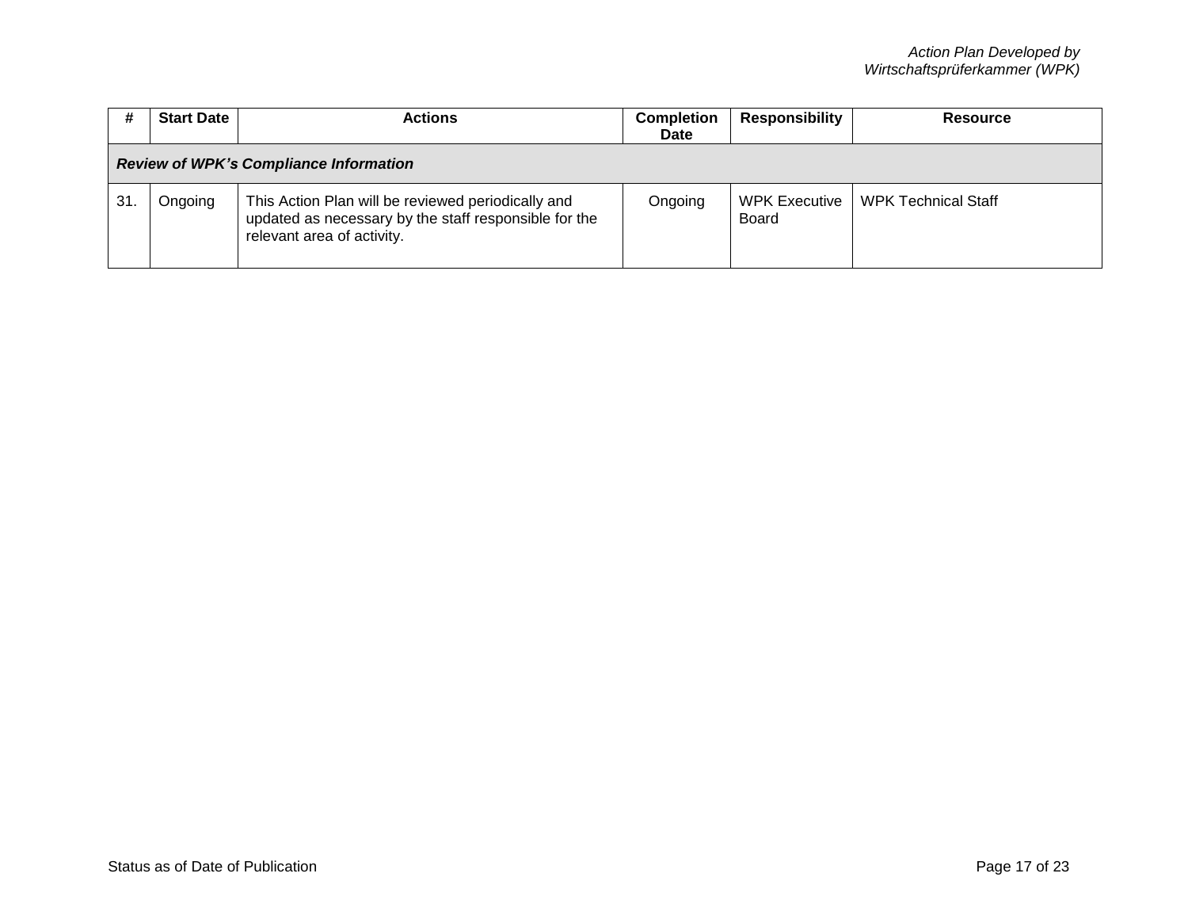| # | Start Date | Actions | Completion Date | Responsibility | Resource |
|---|---|---|---|---|---|
| ***Review of WPK's Compliance Information*** | | | | | |
| 31. | Ongoing | This Action Plan will be reviewed periodically and updated as necessary by the staff responsible for the relevant area of activity. | Ongoing | WPK Executive Board | WPK Technical Staff |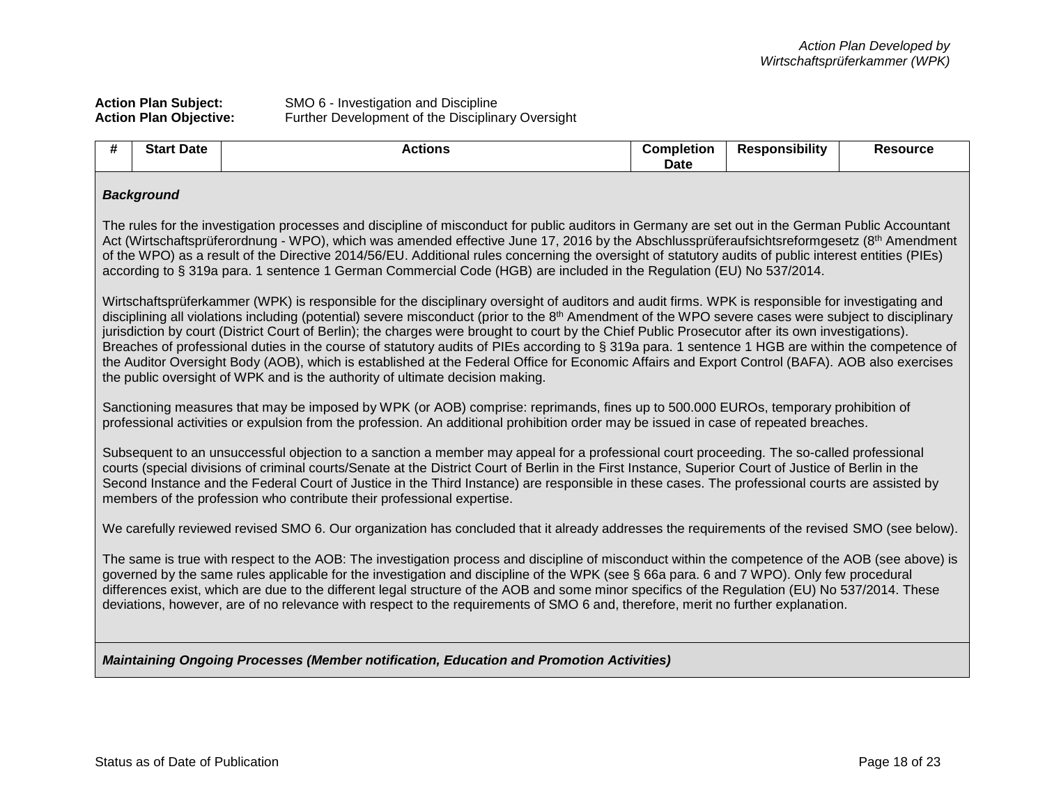**Action Plan Subject:** SMO 6 - Investigation and Discipline
**Action Plan Objective:** Further Development of the Disciplinary Oversight

| # | Start Date | Actions | Completion Date | Responsibility | Resource |
|---|---|---|---|---|---|

***Background***

The rules for the investigation processes and discipline of misconduct for public auditors in Germany are set out in the German Public Accountant Act (Wirtschaftsprüferordnung - WPO), which was amended effective June 17, 2016 by the Abschlussprüferaufsichtsreformgesetz (8th Amendment of the WPO) as a result of the Directive 2014/56/EU. Additional rules concerning the oversight of statutory audits of public interest entities (PIEs) according to § 319a para. 1 sentence 1 German Commercial Code (HGB) are included in the Regulation (EU) No 537/2014.

Wirtschaftsprüferkammer (WPK) is responsible for the disciplinary oversight of auditors and audit firms. WPK is responsible for investigating and disciplining all violations including (potential) severe misconduct (prior to the 8th Amendment of the WPO severe cases were subject to disciplinary jurisdiction by court (District Court of Berlin); the charges were brought to court by the Chief Public Prosecutor after its own investigations). Breaches of professional duties in the course of statutory audits of PIEs according to § 319a para. 1 sentence 1 HGB are within the competence of the Auditor Oversight Body (AOB), which is established at the Federal Office for Economic Affairs and Export Control (BAFA). AOB also exercises the public oversight of WPK and is the authority of ultimate decision making.

Sanctioning measures that may be imposed by WPK (or AOB) comprise: reprimands, fines up to 500.000 EUROs, temporary prohibition of professional activities or expulsion from the profession. An additional prohibition order may be issued in case of repeated breaches.

Subsequent to an unsuccessful objection to a sanction a member may appeal for a professional court proceeding. The so-called professional courts (special divisions of criminal courts/Senate at the District Court of Berlin in the First Instance, Superior Court of Justice of Berlin in the Second Instance and the Federal Court of Justice in the Third Instance) are responsible in these cases. The professional courts are assisted by members of the profession who contribute their professional expertise.

We carefully reviewed revised SMO 6. Our organization has concluded that it already addresses the requirements of the revised SMO (see below).

The same is true with respect to the AOB: The investigation process and discipline of misconduct within the competence of the AOB (see above) is governed by the same rules applicable for the investigation and discipline of the WPK (see § 66a para. 6 and 7 WPO). Only few procedural differences exist, which are due to the different legal structure of the AOB and some minor specifics of the Regulation (EU) No 537/2014. These deviations, however, are of no relevance with respect to the requirements of SMO 6 and, therefore, merit no further explanation.

***Maintaining Ongoing Processes (Member notification, Education and Promotion Activities)***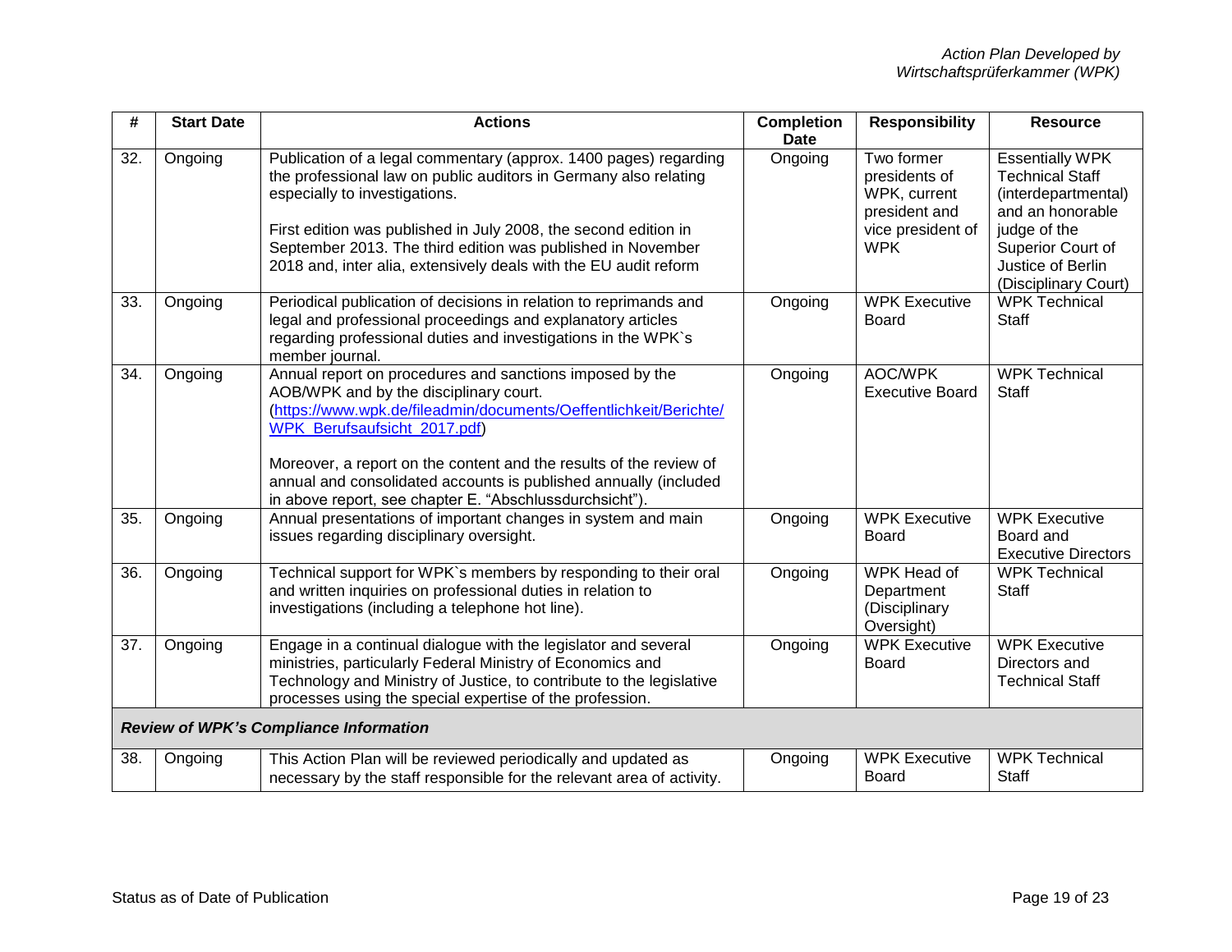| # | Start Date | Actions | Completion Date | Responsibility | Resource |
|---|---|---|---|---|---|
| 32. | Ongoing | Publication of a legal commentary (approx. 1400 pages) regarding the professional law on public auditors in Germany also relating especially to investigations.<br><br>First edition was published in July 2008, the second edition in September 2013. The third edition was published in November 2018 and, inter alia, extensively deals with the EU audit reform | Ongoing | Two former presidents of WPK, current president and vice president of WPK | Essentially WPK Technical Staff (interdepartmental) and an honorable judge of the Superior Court of Justice of Berlin (Disciplinary Court) |
| 33. | Ongoing | Periodical publication of decisions in relation to reprimands and legal and professional proceedings and explanatory articles regarding professional duties and investigations in the WPK`s member journal. | Ongoing | WPK Executive Board | WPK Technical Staff |
| 34. | Ongoing | Annual report on procedures and sanctions imposed by the AOB/WPK and by the disciplinary court. (https://www.wpk.de/fileadmin/documents/Oeffentlichkeit/Berichte/WPK_Berufsaufsicht_2017.pdf)<br><br>Moreover, a report on the content and the results of the review of annual and consolidated accounts is published annually (included in above report, see chapter E. "Abschlussdurchsicht"). | Ongoing | AOC/WPK Executive Board | WPK Technical Staff |
| 35. | Ongoing | Annual presentations of important changes in system and main issues regarding disciplinary oversight. | Ongoing | WPK Executive Board | WPK Executive Board and Executive Directors |
| 36. | Ongoing | Technical support for WPK`s members by responding to their oral and written inquiries on professional duties in relation to investigations (including a telephone hot line). | Ongoing | WPK Head of Department (Disciplinary Oversight) | WPK Technical Staff |
| 37. | Ongoing | Engage in a continual dialogue with the legislator and several ministries, particularly Federal Ministry of Economics and Technology and Ministry of Justice, to contribute to the legislative processes using the special expertise of the profession. | Ongoing | WPK Executive Board | WPK Executive Directors and Technical Staff |
| ***Review of WPK's Compliance Information*** | | | | | |
| 38. | Ongoing | This Action Plan will be reviewed periodically and updated as necessary by the staff responsible for the relevant area of activity. | Ongoing | WPK Executive Board | WPK Technical Staff |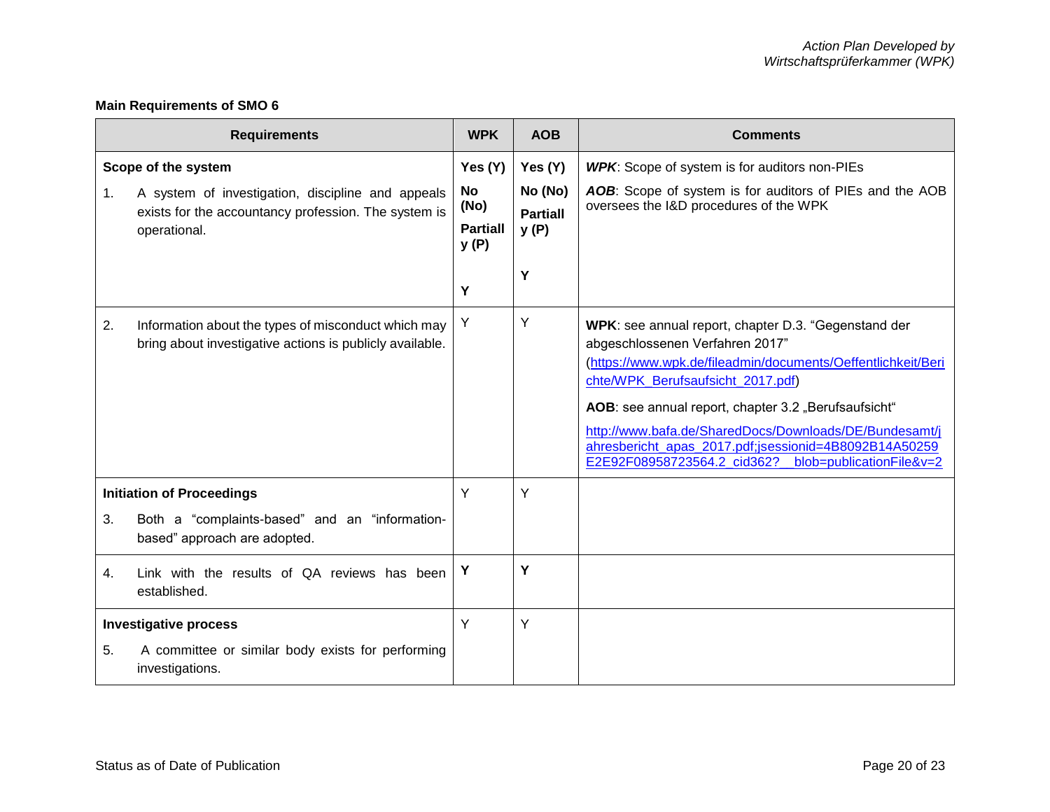**Main Requirements of SMO 6**

| Requirements | WPK | AOB | Comments |
|---|---|---|---|
| **Scope of the system**<br>1. A system of investigation, discipline and appeals exists for the accountancy profession. The system is operational. | **Yes (Y)**<br>**No (No)**<br>**Partially (P)**<br><br>**Y** | **Yes (Y)**<br>**No (No)**<br>**Partially (P)**<br><br>**Y** | ***WPK***: Scope of system is for auditors non-PIEs<br>***AOB***: Scope of system is for auditors of PIEs and the AOB oversees the I&D procedures of the WPK |
| 2. Information about the types of misconduct which may bring about investigative actions is publicly available. | Y | Y | **WPK**: see annual report, chapter D.3. "Gegenstand der abgeschlossenen Verfahren 2017" (https://www.wpk.de/fileadmin/documents/Oeffentlichkeit/Berichte/WPK_Berufsaufsicht_2017.pdf)<br>**AOB**: see annual report, chapter 3.2 „Berufsaufsicht"<br>http://www.bafa.de/SharedDocs/Downloads/DE/Bundesamt/jahresbericht_apas_2017.pdf;jsessionid=4B8092B14A50259E2E92F08958723564.2_cid362?__blob=publicationFile&v=2 |
| **Initiation of Proceedings**<br>3. Both a "complaints-based" and an "information-based" approach are adopted. | Y | Y | |
| 4. Link with the results of QA reviews has been established. | **Y** | **Y** | |
| **Investigative process**<br>5. A committee or similar body exists for performing investigations. | Y | Y | |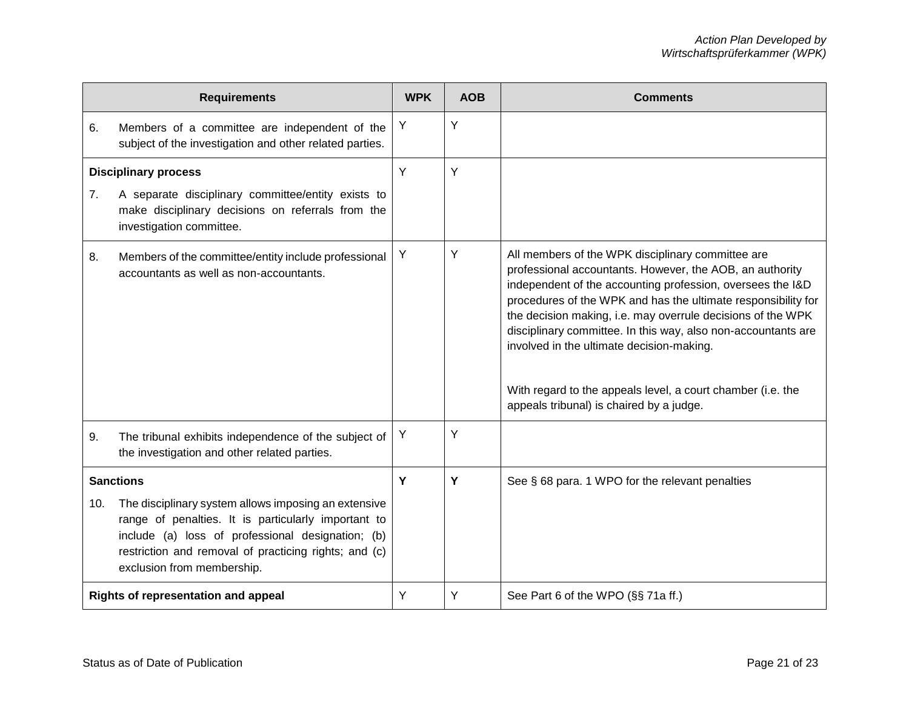| Requirements | WPK | AOB | Comments |
|---|---|---|---|
| 6. Members of a committee are independent of the subject of the investigation and other related parties. | Y | Y | |
| **Disciplinary process**<br><br>7. A separate disciplinary committee/entity exists to make disciplinary decisions on referrals from the investigation committee. | Y | Y | |
| 8. Members of the committee/entity include professional accountants as well as non-accountants. | Y | Y | All members of the WPK disciplinary committee are professional accountants. However, the AOB, an authority independent of the accounting profession, oversees the I&D procedures of the WPK and has the ultimate responsibility for the decision making, i.e. may overrule decisions of the WPK disciplinary committee. In this way, also non-accountants are involved in the ultimate decision-making.<br><br>With regard to the appeals level, a court chamber (i.e. the appeals tribunal) is chaired by a judge. |
| 9. The tribunal exhibits independence of the subject of the investigation and other related parties. | Y | Y | |
| **Sanctions**<br><br>10. The disciplinary system allows imposing an extensive range of penalties. It is particularly important to include (a) loss of professional designation; (b) restriction and removal of practicing rights; and (c) exclusion from membership. | **Y** | **Y** | See § 68 para. 1 WPO for the relevant penalties |
| **Rights of representation and appeal** | Y | Y | See Part 6 of the WPO (§§ 71a ff.) |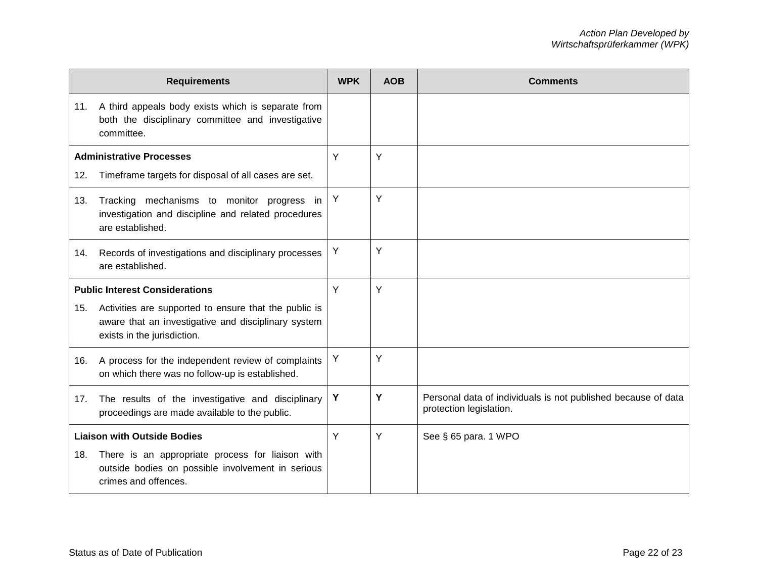| Requirements | WPK | AOB | Comments |
|---|---|---|---|
| 11. A third appeals body exists which is separate from both the disciplinary committee and investigative committee. | | | |
| **Administrative Processes**<br>12. Timeframe targets for disposal of all cases are set. | Y | Y | |
| 13. Tracking mechanisms to monitor progress in investigation and discipline and related procedures are established. | Y | Y | |
| 14. Records of investigations and disciplinary processes are established. | Y | Y | |
| **Public Interest Considerations**<br>15. Activities are supported to ensure that the public is aware that an investigative and disciplinary system exists in the jurisdiction. | Y | Y | |
| 16. A process for the independent review of complaints on which there was no follow-up is established. | Y | Y | |
| 17. The results of the investigative and disciplinary proceedings are made available to the public. | **Y** | **Y** | Personal data of individuals is not published because of data protection legislation. |
| **Liaison with Outside Bodies**<br>18. There is an appropriate process for liaison with outside bodies on possible involvement in serious crimes and offences. | Y | Y | See § 65 para. 1 WPO |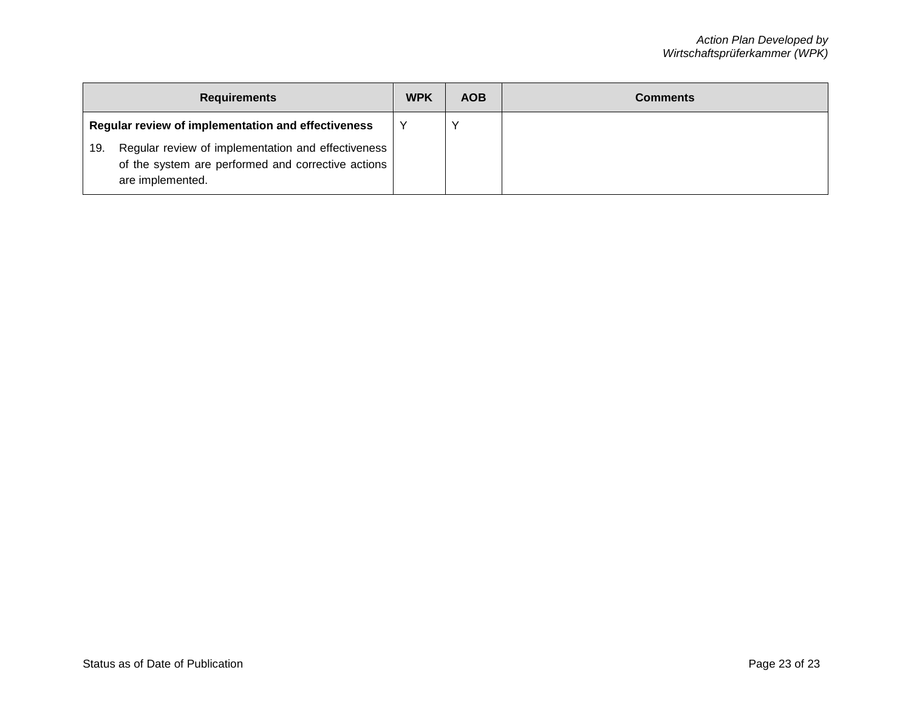| Requirements | WPK | AOB | Comments |
| --- | --- | --- | --- |
| **Regular review of implementation and effectiveness**<br>19. Regular review of implementation and effectiveness of the system are performed and corrective actions are implemented. | Y | Y | |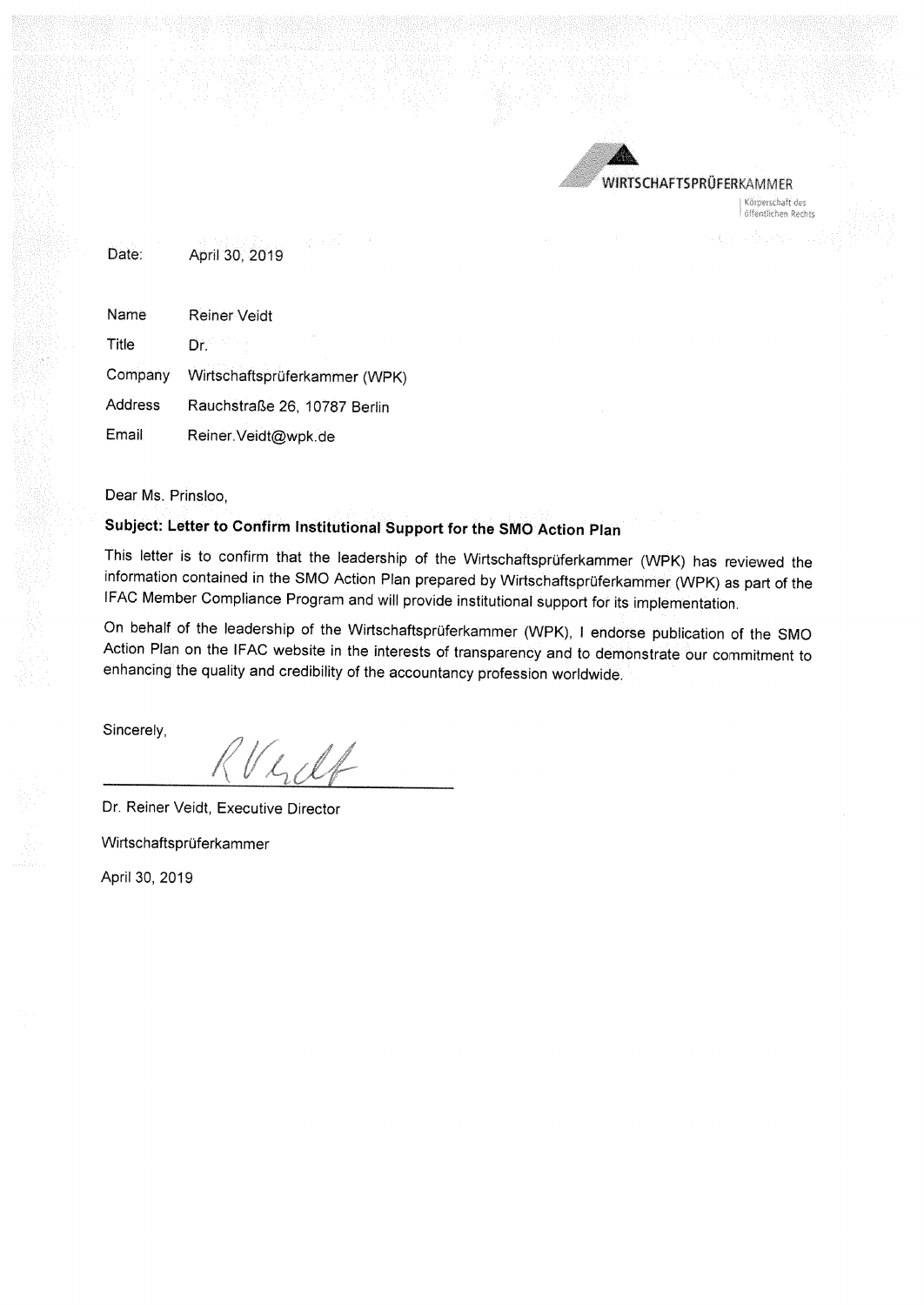WIRTSCHAFTSPRÜFERKAMMER

Körperschaft des öffentlichen Rechts

| | |
|---|---|
| Date: | April 30, 2019 |
| Name | Reiner Veidt |
| Title | Dr. |
| Company | Wirtschaftsprüferkammer (WPK) |
| Address | Rauchstraße 26, 10787 Berlin |
| Email | Reiner.Veidt@wpk.de |

Dear Ms. Prinsloo,

**Subject: Letter to Confirm Institutional Support for the SMO Action Plan**

This letter is to confirm that the leadership of the Wirtschaftsprüferkammer (WPK) has reviewed the information contained in the SMO Action Plan prepared by Wirtschaftsprüferkammer (WPK) as part of the IFAC Member Compliance Program and will provide institutional support for its implementation.

On behalf of the leadership of the Wirtschaftsprüferkammer (WPK), I endorse publication of the SMO Action Plan on the IFAC website in the interests of transparency and to demonstrate our commitment to enhancing the quality and credibility of the accountancy profession worldwide.

Sincerely,

Dr. Reiner Veidt, Executive Director

Wirtschaftsprüferkammer

April 30, 2019